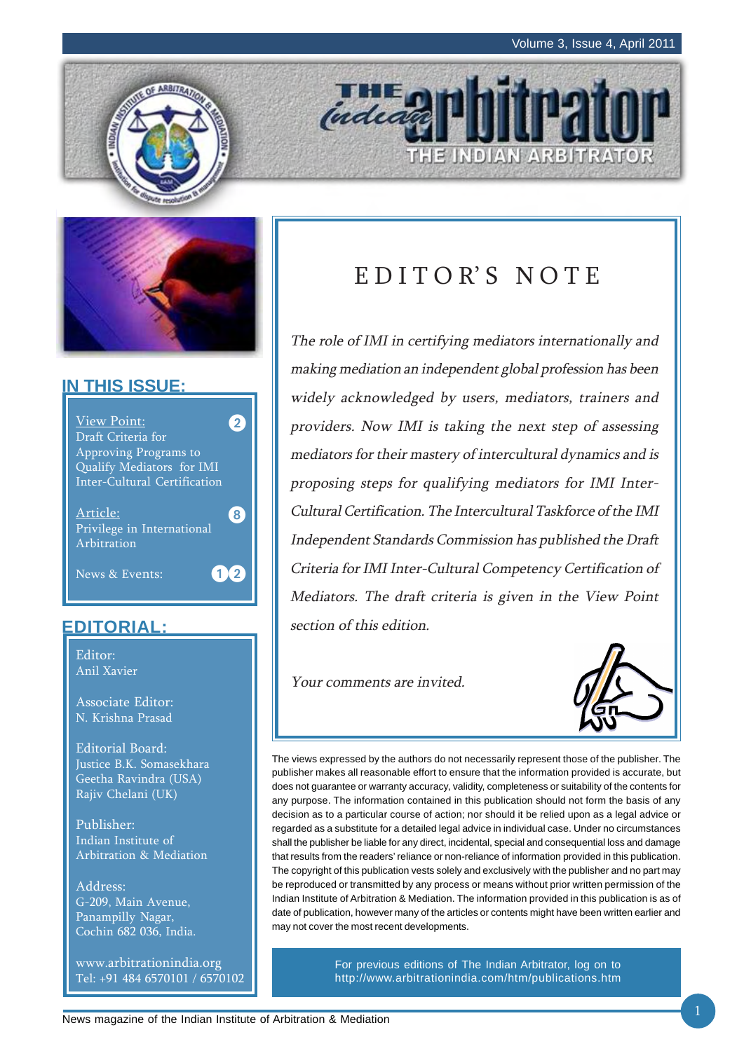# THE INDIAN ARBITRATOR

## IN THIS ISSUE:

View Point: Draft Criteria for Approving Programs to Qualify Mediators for IMI Inter-Cultural Certification — 2

Article: Privilege in International Arbitration — 8

News & Events: — 12

## EDITORIAL:

Editor:
Anil Xavier

Associate Editor:
N. Krishna Prasad

Editorial Board:
Justice B.K. Somasekhara
Geetha Ravindra (USA)
Rajiv Chelani (UK)

Publisher:
Indian Institute of Arbitration & Mediation

Address:
G-209, Main Avenue,
Panampilly Nagar,
Cochin 682 036, India.

www.arbitrationindia.org
Tel: +91 484 6570101 / 6570102

# EDITOR'S NOTE

*The role of IMI in certifying mediators internationally and making mediation an independent global profession has been widely acknowledged by users, mediators, trainers and providers. Now IMI is taking the next step of assessing mediators for their mastery of intercultural dynamics and is proposing steps for qualifying mediators for IMI Inter-Cultural Certification. The Intercultural Taskforce of the IMI Independent Standards Commission has published the Draft Criteria for IMI Inter-Cultural Competency Certification of Mediators. The draft criteria is given in the View Point section of this edition.*

*Your comments are invited.*

The views expressed by the authors do not necessarily represent those of the publisher. The publisher makes all reasonable effort to ensure that the information provided is accurate, but does not guarantee or warranty accuracy, validity, completeness or suitability of the contents for any purpose. The information contained in this publication should not form the basis of any decision as to a particular course of action; nor should it be relied upon as a legal advice or regarded as a substitute for a detailed legal advice in individual case. Under no circumstances shall the publisher be liable for any direct, incidental, special and consequential loss and damage that results from the readers' reliance or non-reliance of information provided in this publication. The copyright of this publication vests solely and exclusively with the publisher and no part may be reproduced or transmitted by any process or means without prior written permission of the Indian Institute of Arbitration & Mediation. The information provided in this publication is as of date of publication, however many of the articles or contents might have been written earlier and may not cover the most recent developments.

For previous editions of The Indian Arbitrator, log on to http://www.arbitrationindia.com/htm/publications.htm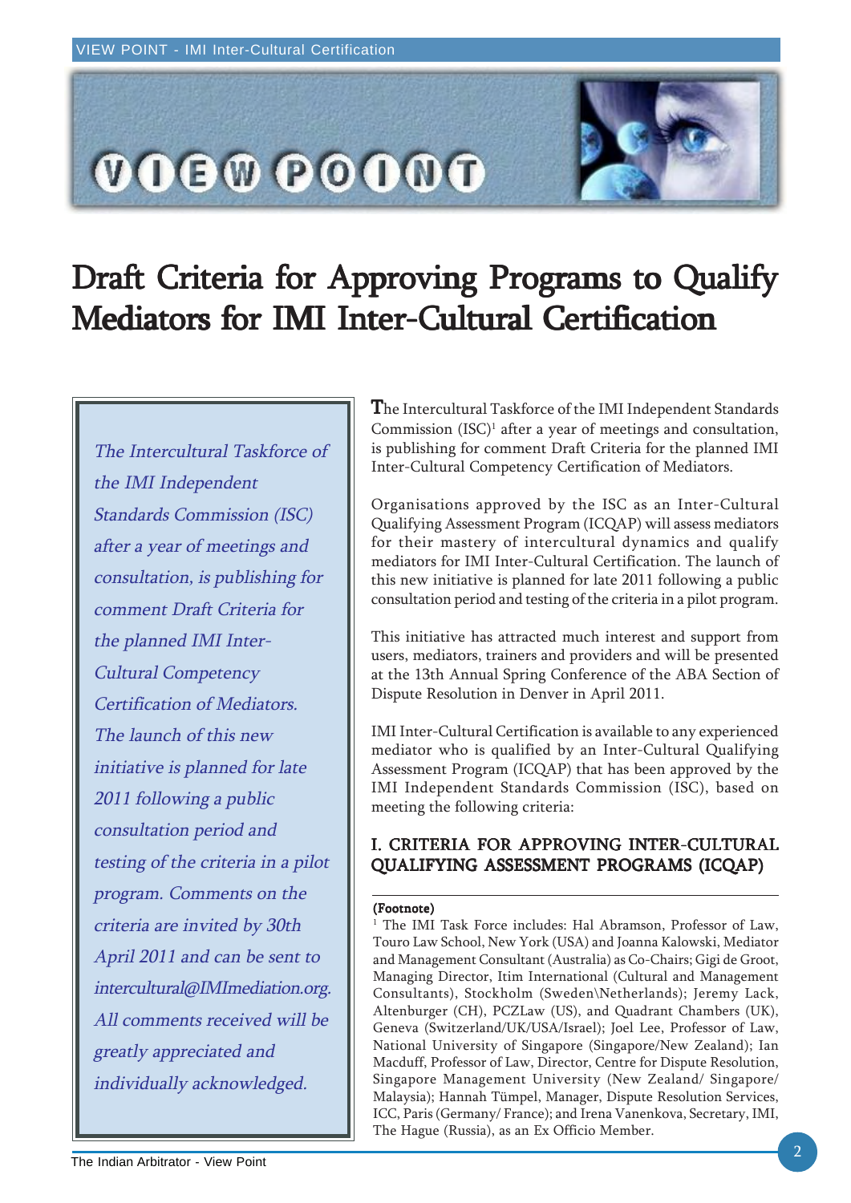# Draft Criteria for Approving Programs to Qualify Mediators for IMI Inter-Cultural Certification

*The Intercultural Taskforce of the IMI Independent Standards Commission (ISC) after a year of meetings and consultation, is publishing for comment Draft Criteria for the planned IMI Inter-Cultural Competency Certification of Mediators. The launch of this new initiative is planned for late 2011 following a public consultation period and testing of the criteria in a pilot program. Comments on the criteria are invited by 30th April 2011 and can be sent to intercultural@IMImediation.org. All comments received will be greatly appreciated and individually acknowledged.*

The Intercultural Taskforce of the IMI Independent Standards Commission (ISC)[1] after a year of meetings and consultation, is publishing for comment Draft Criteria for the planned IMI Inter-Cultural Competency Certification of Mediators.

Organisations approved by the ISC as an Inter-Cultural Qualifying Assessment Program (ICQAP) will assess mediators for their mastery of intercultural dynamics and qualify mediators for IMI Inter-Cultural Certification. The launch of this new initiative is planned for late 2011 following a public consultation period and testing of the criteria in a pilot program.

This initiative has attracted much interest and support from users, mediators, trainers and providers and will be presented at the 13th Annual Spring Conference of the ABA Section of Dispute Resolution in Denver in April 2011.

IMI Inter-Cultural Certification is available to any experienced mediator who is qualified by an Inter-Cultural Qualifying Assessment Program (ICQAP) that has been approved by the IMI Independent Standards Commission (ISC), based on meeting the following criteria:

## I. CRITERIA FOR APPROVING INTER-CULTURAL QUALIFYING ASSESSMENT PROGRAMS (ICQAP)

**(Footnote)**

[1] The IMI Task Force includes: Hal Abramson, Professor of Law, Touro Law School, New York (USA) and Joanna Kalowski, Mediator and Management Consultant (Australia) as Co-Chairs; Gigi de Groot, Managing Director, Itim International (Cultural and Management Consultants), Stockholm (Sweden\Netherlands); Jeremy Lack, Altenburger (CH), PCZLaw (US), and Quadrant Chambers (UK), Geneva (Switzerland/UK/USA/Israel); Joel Lee, Professor of Law, National University of Singapore (Singapore/New Zealand); Ian Macduff, Professor of Law, Director, Centre for Dispute Resolution, Singapore Management University (New Zealand/ Singapore/ Malaysia); Hannah Tümpel, Manager, Dispute Resolution Services, ICC, Paris (Germany/ France); and Irena Vanenkova, Secretary, IMI, The Hague (Russia), as an Ex Officio Member.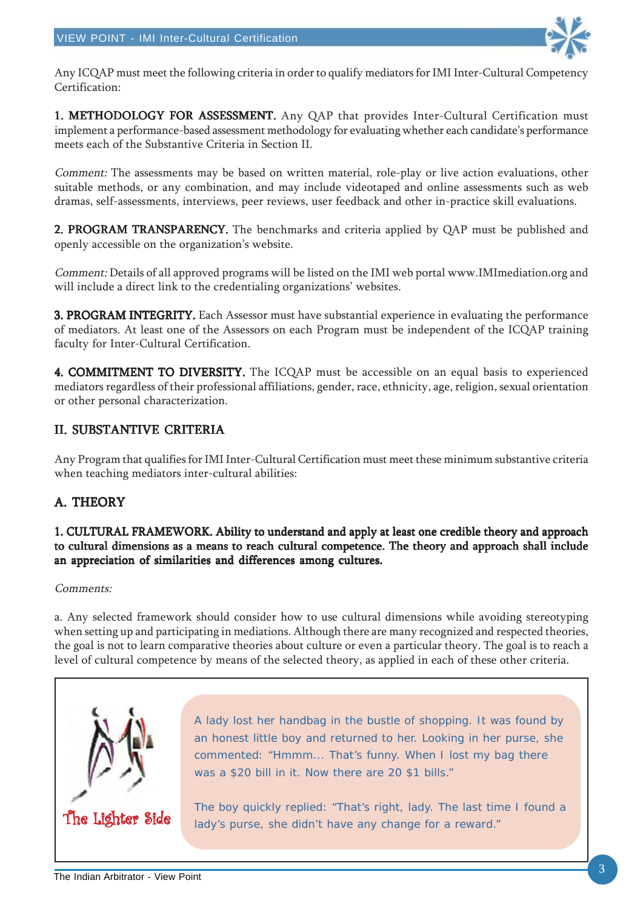Any ICQAP must meet the following criteria in order to qualify mediators for IMI Inter-Cultural Competency Certification:

**1. METHODOLOGY FOR ASSESSMENT.** Any QAP that provides Inter-Cultural Certification must implement a performance-based assessment methodology for evaluating whether each candidate's performance meets each of the Substantive Criteria in Section II.

*Comment:* The assessments may be based on written material, role-play or live action evaluations, other suitable methods, or any combination, and may include videotaped and online assessments such as web dramas, self-assessments, interviews, peer reviews, user feedback and other in-practice skill evaluations.

**2. PROGRAM TRANSPARENCY.** The benchmarks and criteria applied by QAP must be published and openly accessible on the organization's website.

*Comment:* Details of all approved programs will be listed on the IMI web portal www.IMImediation.org and will include a direct link to the credentialing organizations' websites.

**3. PROGRAM INTEGRITY.** Each Assessor must have substantial experience in evaluating the performance of mediators. At least one of the Assessors on each Program must be independent of the ICQAP training faculty for Inter-Cultural Certification.

**4. COMMITMENT TO DIVERSITY.** The ICQAP must be accessible on an equal basis to experienced mediators regardless of their professional affiliations, gender, race, ethnicity, age, religion, sexual orientation or other personal characterization.

## II. SUBSTANTIVE CRITERIA

Any Program that qualifies for IMI Inter-Cultural Certification must meet these minimum substantive criteria when teaching mediators inter-cultural abilities:

## A. THEORY

**1. CULTURAL FRAMEWORK. Ability to understand and apply at least one credible theory and approach to cultural dimensions as a means to reach cultural competence. The theory and approach shall include an appreciation of similarities and differences among cultures.**

*Comments:*

a. Any selected framework should consider how to use cultural dimensions while avoiding stereotyping when setting up and participating in mediations. Although there are many recognized and respected theories, the goal is not to learn comparative theories about culture or even a particular theory. The goal is to reach a level of cultural competence by means of the selected theory, as applied in each of these other criteria.

**The Lighter Side**

A lady lost her handbag in the bustle of shopping. It was found by an honest little boy and returned to her. Looking in her purse, she commented: "Hmmm... That's funny. When I lost my bag there was a $20 bill in it. Now there are 20 $1 bills."

The boy quickly replied: "That's right, lady. The last time I found a lady's purse, she didn't have any change for a reward."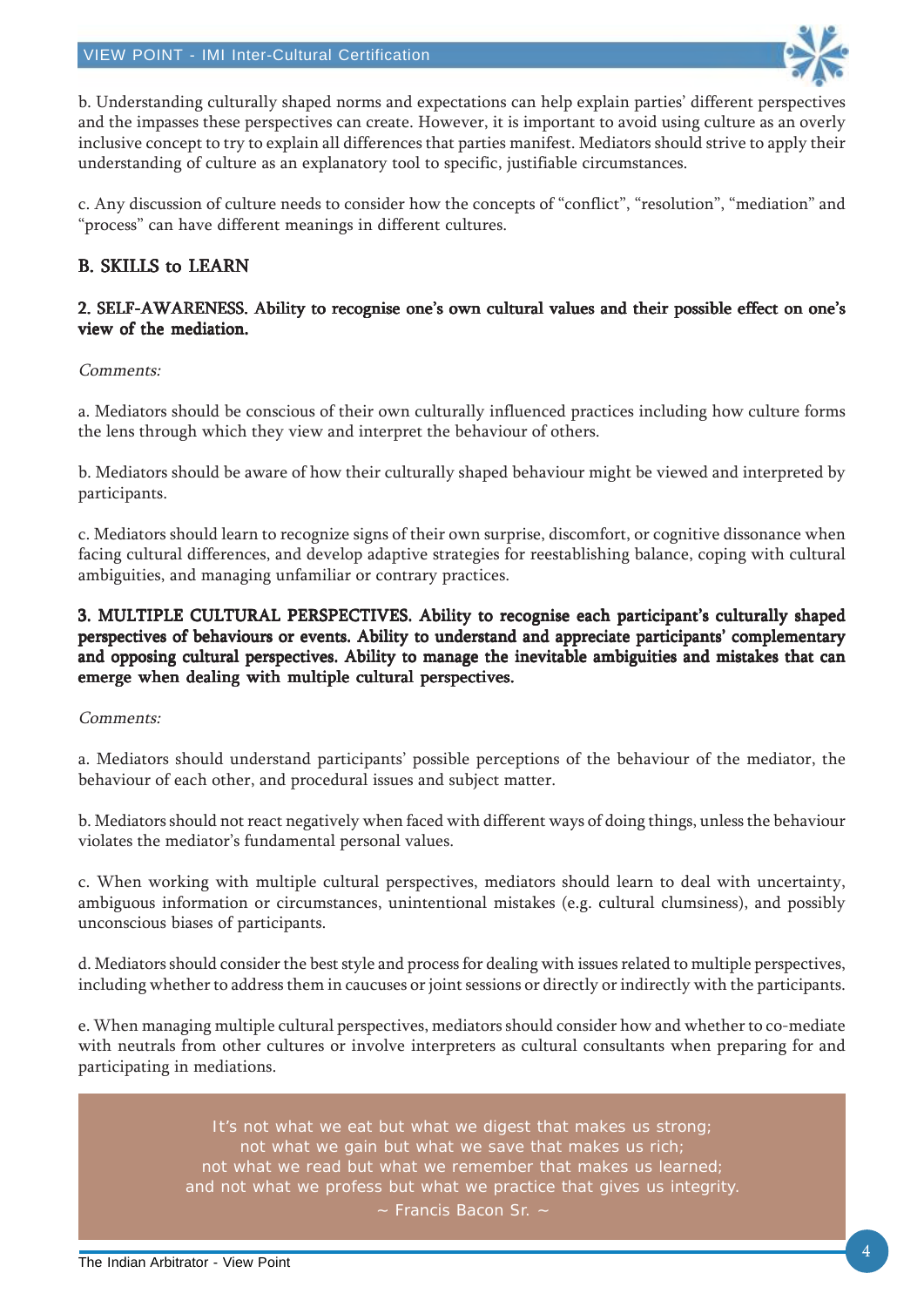b. Understanding culturally shaped norms and expectations can help explain parties' different perspectives and the impasses these perspectives can create. However, it is important to avoid using culture as an overly inclusive concept to try to explain all differences that parties manifest. Mediators should strive to apply their understanding of culture as an explanatory tool to specific, justifiable circumstances.

c. Any discussion of culture needs to consider how the concepts of "conflict", "resolution", "mediation" and "process" can have different meanings in different cultures.

## B. SKILLS to LEARN

**2. SELF-AWARENESS. Ability to recognise one's own cultural values and their possible effect on one's view of the mediation.**

*Comments:*

a. Mediators should be conscious of their own culturally influenced practices including how culture forms the lens through which they view and interpret the behaviour of others.

b. Mediators should be aware of how their culturally shaped behaviour might be viewed and interpreted by participants.

c. Mediators should learn to recognize signs of their own surprise, discomfort, or cognitive dissonance when facing cultural differences, and develop adaptive strategies for reestablishing balance, coping with cultural ambiguities, and managing unfamiliar or contrary practices.

**3. MULTIPLE CULTURAL PERSPECTIVES. Ability to recognise each participant's culturally shaped perspectives of behaviours or events. Ability to understand and appreciate participants' complementary and opposing cultural perspectives. Ability to manage the inevitable ambiguities and mistakes that can emerge when dealing with multiple cultural perspectives.**

*Comments:*

a. Mediators should understand participants' possible perceptions of the behaviour of the mediator, the behaviour of each other, and procedural issues and subject matter.

b. Mediators should not react negatively when faced with different ways of doing things, unless the behaviour violates the mediator's fundamental personal values.

c. When working with multiple cultural perspectives, mediators should learn to deal with uncertainty, ambiguous information or circumstances, unintentional mistakes (e.g. cultural clumsiness), and possibly unconscious biases of participants.

d. Mediators should consider the best style and process for dealing with issues related to multiple perspectives, including whether to address them in caucuses or joint sessions or directly or indirectly with the participants.

e. When managing multiple cultural perspectives, mediators should consider how and whether to co-mediate with neutrals from other cultures or involve interpreters as cultural consultants when preparing for and participating in mediations.

> It's not what we eat but what we digest that makes us strong;
> not what we gain but what we save that makes us rich;
> not what we read but what we remember that makes us learned;
> and not what we profess but what we practice that gives us integrity.
> ~ Francis Bacon Sr. ~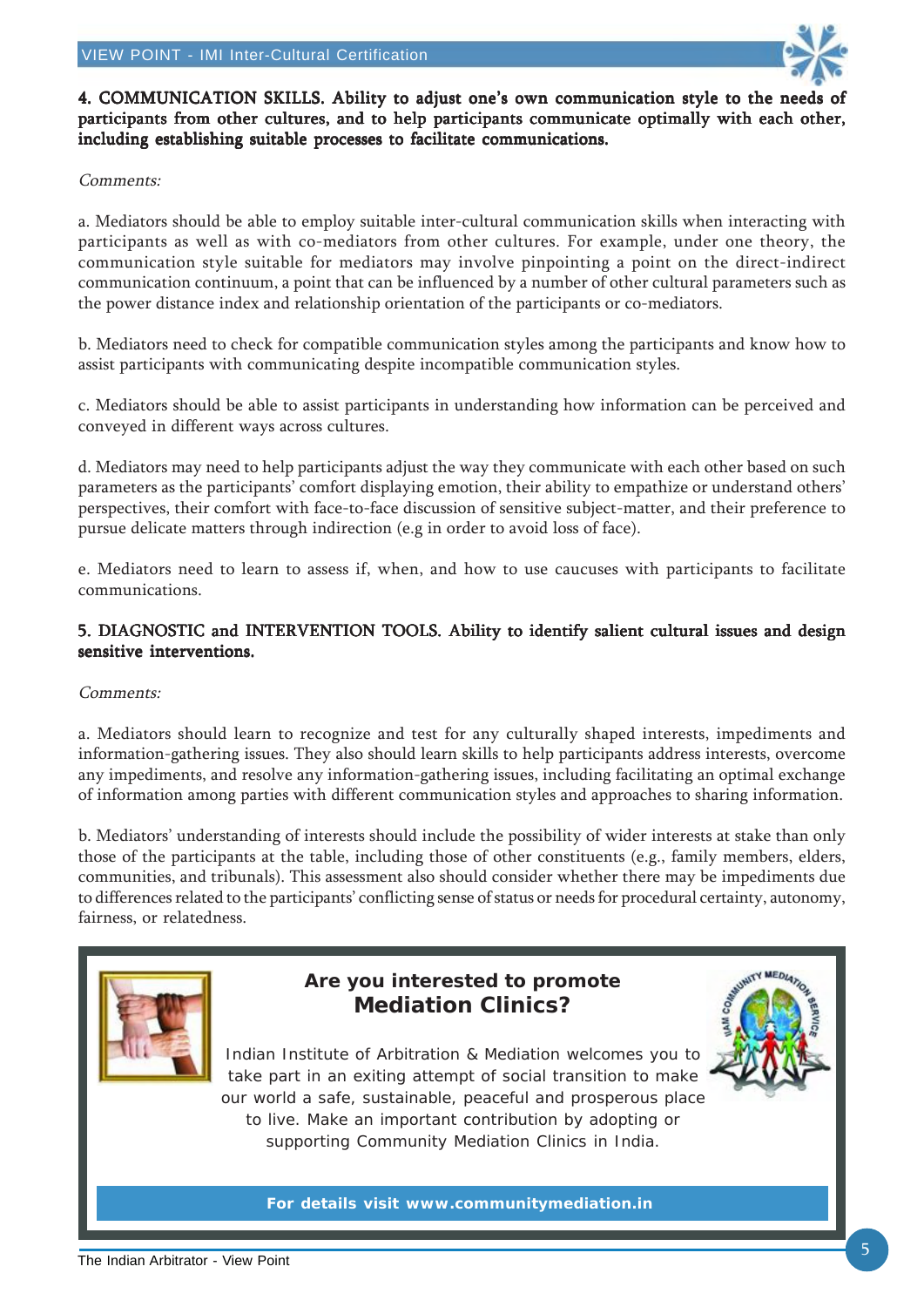**4. COMMUNICATION SKILLS. Ability to adjust one's own communication style to the needs of participants from other cultures, and to help participants communicate optimally with each other, including establishing suitable processes to facilitate communications.**

*Comments:*

a. Mediators should be able to employ suitable inter-cultural communication skills when interacting with participants as well as with co-mediators from other cultures. For example, under one theory, the communication style suitable for mediators may involve pinpointing a point on the direct-indirect communication continuum, a point that can be influenced by a number of other cultural parameters such as the power distance index and relationship orientation of the participants or co-mediators.

b. Mediators need to check for compatible communication styles among the participants and know how to assist participants with communicating despite incompatible communication styles.

c. Mediators should be able to assist participants in understanding how information can be perceived and conveyed in different ways across cultures.

d. Mediators may need to help participants adjust the way they communicate with each other based on such parameters as the participants' comfort displaying emotion, their ability to empathize or understand others' perspectives, their comfort with face-to-face discussion of sensitive subject-matter, and their preference to pursue delicate matters through indirection (e.g in order to avoid loss of face).

e. Mediators need to learn to assess if, when, and how to use caucuses with participants to facilitate communications.

**5. DIAGNOSTIC and INTERVENTION TOOLS. Ability to identify salient cultural issues and design sensitive interventions.**

*Comments:*

a. Mediators should learn to recognize and test for any culturally shaped interests, impediments and information-gathering issues. They also should learn skills to help participants address interests, overcome any impediments, and resolve any information-gathering issues, including facilitating an optimal exchange of information among parties with different communication styles and approaches to sharing information.

b. Mediators' understanding of interests should include the possibility of wider interests at stake than only those of the participants at the table, including those of other constituents (e.g., family members, elders, communities, and tribunals). This assessment also should consider whether there may be impediments due to differences related to the participants' conflicting sense of status or needs for procedural certainty, autonomy, fairness, or relatedness.

**Are you interested to promote Mediation Clinics?**

Indian Institute of Arbitration & Mediation welcomes you to take part in an exiting attempt of social transition to make our world a safe, sustainable, peaceful and prosperous place to live. Make an important contribution by adopting or supporting Community Mediation Clinics in India.

**For details visit www.communitymediation.in**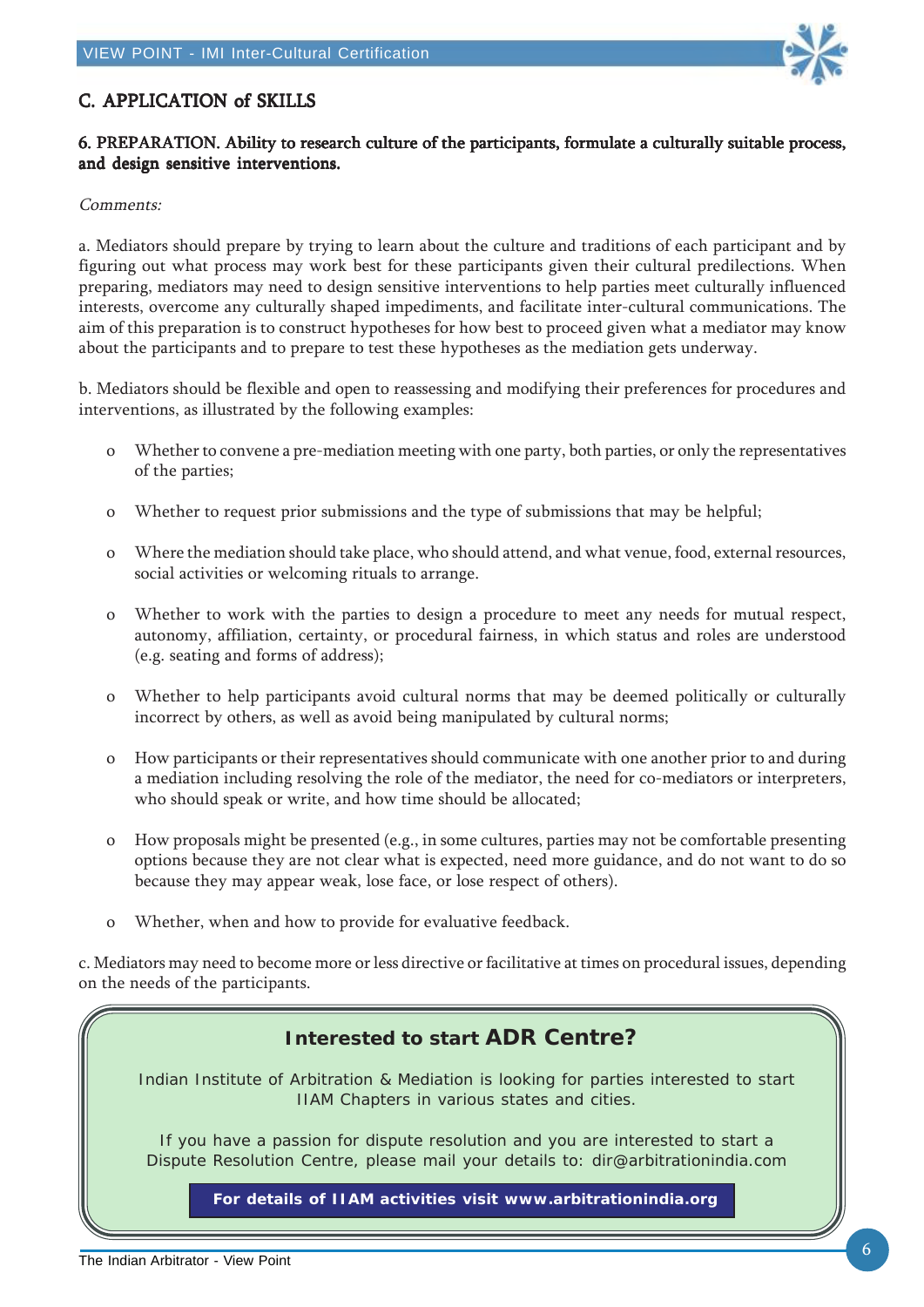## C. APPLICATION of SKILLS

### 6. PREPARATION. Ability to research culture of the participants, formulate a culturally suitable process, and design sensitive interventions.

*Comments:*

a. Mediators should prepare by trying to learn about the culture and traditions of each participant and by figuring out what process may work best for these participants given their cultural predilections. When preparing, mediators may need to design sensitive interventions to help parties meet culturally influenced interests, overcome any culturally shaped impediments, and facilitate inter-cultural communications. The aim of this preparation is to construct hypotheses for how best to proceed given what a mediator may know about the participants and to prepare to test these hypotheses as the mediation gets underway.

b. Mediators should be flexible and open to reassessing and modifying their preferences for procedures and interventions, as illustrated by the following examples:

- Whether to convene a pre-mediation meeting with one party, both parties, or only the representatives of the parties;
- Whether to request prior submissions and the type of submissions that may be helpful;
- Where the mediation should take place, who should attend, and what venue, food, external resources, social activities or welcoming rituals to arrange.
- Whether to work with the parties to design a procedure to meet any needs for mutual respect, autonomy, affiliation, certainty, or procedural fairness, in which status and roles are understood (e.g. seating and forms of address);
- Whether to help participants avoid cultural norms that may be deemed politically or culturally incorrect by others, as well as avoid being manipulated by cultural norms;
- How participants or their representatives should communicate with one another prior to and during a mediation including resolving the role of the mediator, the need for co-mediators or interpreters, who should speak or write, and how time should be allocated;
- How proposals might be presented (e.g., in some cultures, parties may not be comfortable presenting options because they are not clear what is expected, need more guidance, and do not want to do so because they may appear weak, lose face, or lose respect of others).
- Whether, when and how to provide for evaluative feedback.

c. Mediators may need to become more or less directive or facilitative at times on procedural issues, depending on the needs of the participants.

---

**Interested to start ADR Centre?**

Indian Institute of Arbitration & Mediation is looking for parties interested to start IIAM Chapters in various states and cities.

If you have a passion for dispute resolution and you are interested to start a Dispute Resolution Centre, please mail your details to: dir@arbitrationindia.com

**For details of IIAM activities visit www.arbitrationindia.org**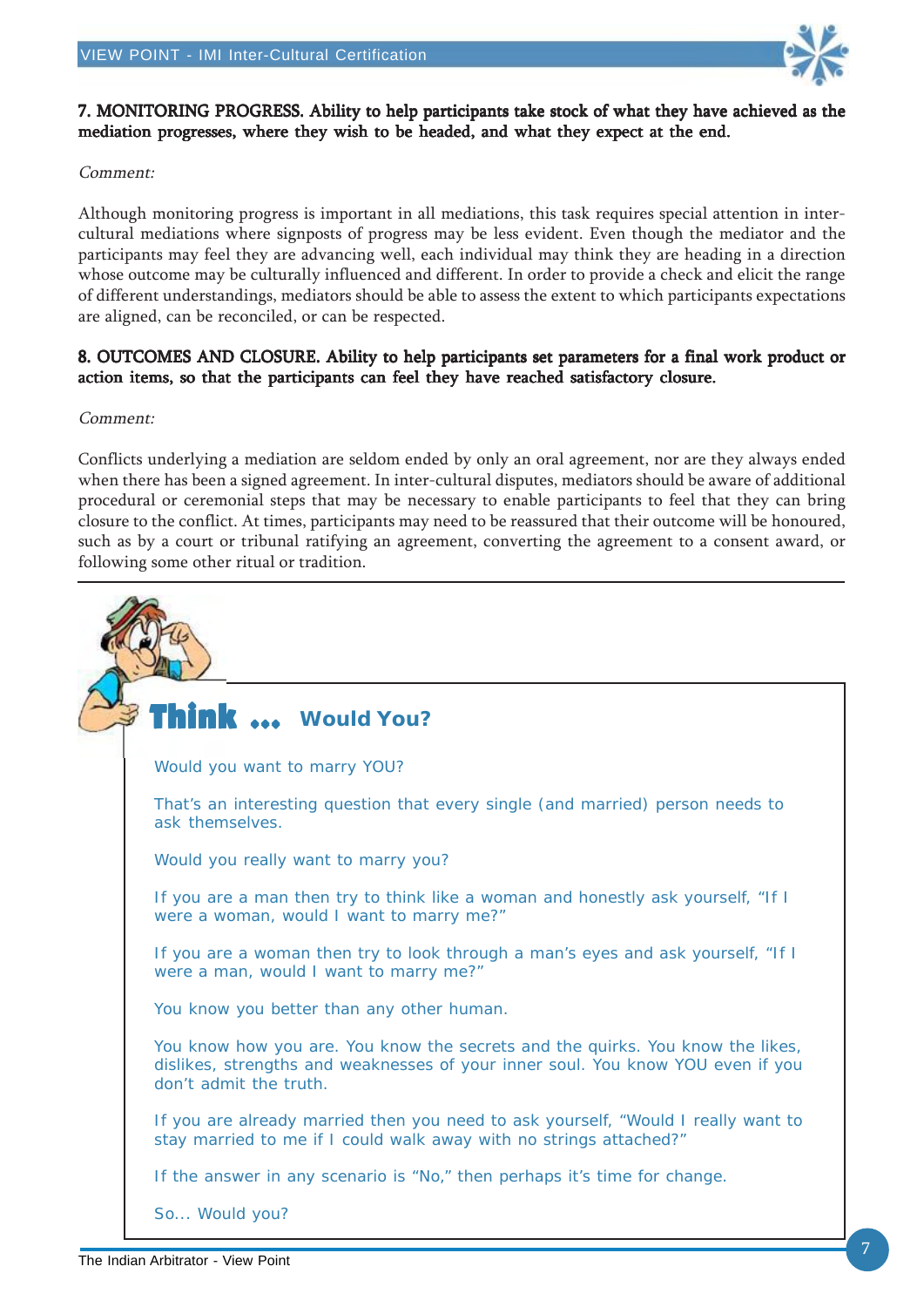**7. MONITORING PROGRESS. Ability to help participants take stock of what they have achieved as the mediation progresses, where they wish to be headed, and what they expect at the end.**

*Comment:*

Although monitoring progress is important in all mediations, this task requires special attention in inter-cultural mediations where signposts of progress may be less evident. Even though the mediator and the participants may feel they are advancing well, each individual may think they are heading in a direction whose outcome may be culturally influenced and different. In order to provide a check and elicit the range of different understandings, mediators should be able to assess the extent to which participants expectations are aligned, can be reconciled, or can be respected.

**8. OUTCOMES AND CLOSURE. Ability to help participants set parameters for a final work product or action items, so that the participants can feel they have reached satisfactory closure.**

*Comment:*

Conflicts underlying a mediation are seldom ended by only an oral agreement, nor are they always ended when there has been a signed agreement. In inter-cultural disputes, mediators should be aware of additional procedural or ceremonial steps that may be necessary to enable participants to feel that they can bring closure to the conflict. At times, participants may need to be reassured that their outcome will be honoured, such as by a court or tribunal ratifying an agreement, converting the agreement to a consent award, or following some other ritual or tradition.

---

## Think ... Would You?

Would you want to marry YOU?

That's an interesting question that every single (and married) person needs to ask themselves.

Would you really want to marry you?

If you are a man then try to think like a woman and honestly ask yourself, "If I were a woman, would I want to marry me?"

If you are a woman then try to look through a man's eyes and ask yourself, "If I were a man, would I want to marry me?"

You know you better than any other human.

You know how you are. You know the secrets and the quirks. You know the likes, dislikes, strengths and weaknesses of your inner soul. You know YOU even if you don't admit the truth.

If you are already married then you need to ask yourself, "Would I really want to stay married to me if I could walk away with no strings attached?"

If the answer in any scenario is "No," then perhaps it's time for change.

So... Would you?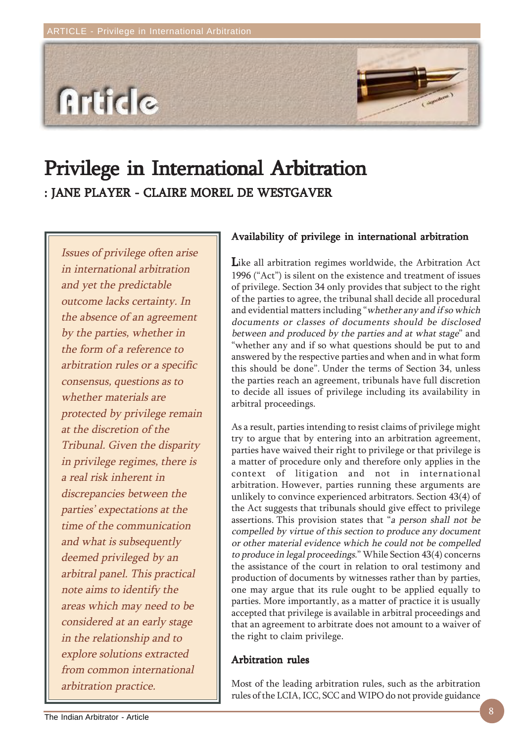# Privilege in International Arbitration

**: JANE PLAYER - CLAIRE MOREL DE WESTGAVER**

*Issues of privilege often arise in international arbitration and yet the predictable outcome lacks certainty. In the absence of an agreement by the parties, whether in the form of a reference to arbitration rules or a specific consensus, questions as to whether materials are protected by privilege remain at the discretion of the Tribunal. Given the disparity in privilege regimes, there is a real risk inherent in discrepancies between the parties' expectations at the time of the communication and what is subsequently deemed privileged by an arbitral panel. This practical note aims to identify the areas which may need to be considered at an early stage in the relationship and to explore solutions extracted from common international arbitration practice.*

## Availability of privilege in international arbitration

Like all arbitration regimes worldwide, the Arbitration Act 1996 ("Act") is silent on the existence and treatment of issues of privilege. Section 34 only provides that subject to the right of the parties to agree, the tribunal shall decide all procedural and evidential matters including "*whether any and if so which documents or classes of documents should be disclosed between and produced by the parties and at what stage*" and "whether any and if so what questions should be put to and answered by the respective parties and when and in what form this should be done". Under the terms of Section 34, unless the parties reach an agreement, tribunals have full discretion to decide all issues of privilege including its availability in arbitral proceedings.

As a result, parties intending to resist claims of privilege might try to argue that by entering into an arbitration agreement, parties have waived their right to privilege or that privilege is a matter of procedure only and therefore only applies in the context of litigation and not in international arbitration. However, parties running these arguments are unlikely to convince experienced arbitrators. Section 43(4) of the Act suggests that tribunals should give effect to privilege assertions. This provision states that "*a person shall not be compelled by virtue of this section to produce any document or other material evidence which he could not be compelled to produce in legal proceedings*." While Section 43(4) concerns the assistance of the court in relation to oral testimony and production of documents by witnesses rather than by parties, one may argue that its rule ought to be applied equally to parties. More importantly, as a matter of practice it is usually accepted that privilege is available in arbitral proceedings and that an agreement to arbitrate does not amount to a waiver of the right to claim privilege.

## Arbitration rules

Most of the leading arbitration rules, such as the arbitration rules of the LCIA, ICC, SCC and WIPO do not provide guidance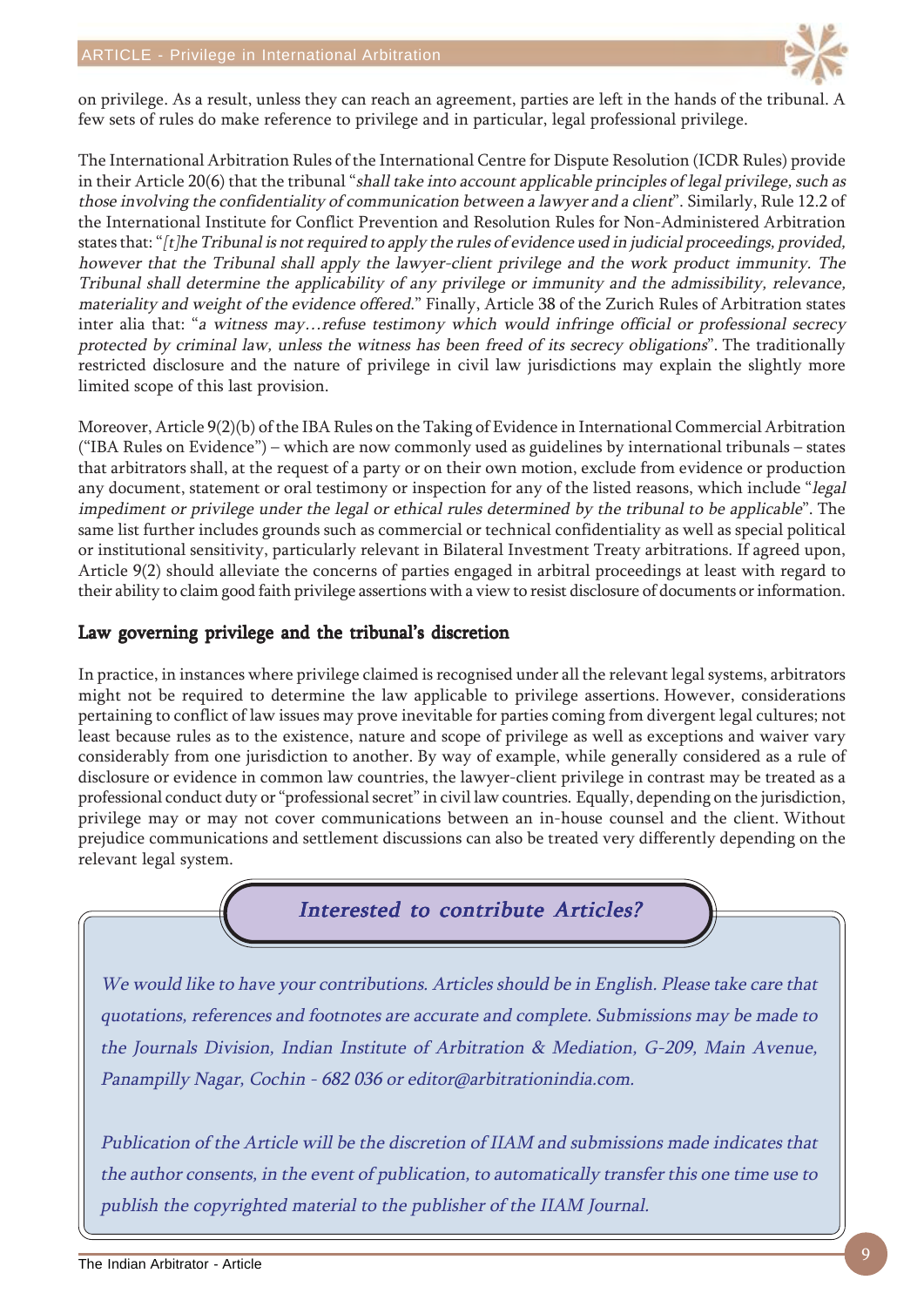on privilege. As a result, unless they can reach an agreement, parties are left in the hands of the tribunal. A few sets of rules do make reference to privilege and in particular, legal professional privilege.

The International Arbitration Rules of the International Centre for Dispute Resolution (ICDR Rules) provide in their Article 20(6) that the tribunal "*shall take into account applicable principles of legal privilege, such as those involving the confidentiality of communication between a lawyer and a client*". Similarly, Rule 12.2 of the International Institute for Conflict Prevention and Resolution Rules for Non-Administered Arbitration states that: "*[t]he Tribunal is not required to apply the rules of evidence used in judicial proceedings, provided, however that the Tribunal shall apply the lawyer-client privilege and the work product immunity. The Tribunal shall determine the applicability of any privilege or immunity and the admissibility, relevance, materiality and weight of the evidence offered.*" Finally, Article 38 of the Zurich Rules of Arbitration states inter alia that: "*a witness may…refuse testimony which would infringe official or professional secrecy protected by criminal law, unless the witness has been freed of its secrecy obligations*". The traditionally restricted disclosure and the nature of privilege in civil law jurisdictions may explain the slightly more limited scope of this last provision.

Moreover, Article 9(2)(b) of the IBA Rules on the Taking of Evidence in International Commercial Arbitration ("IBA Rules on Evidence") – which are now commonly used as guidelines by international tribunals – states that arbitrators shall, at the request of a party or on their own motion, exclude from evidence or production any document, statement or oral testimony or inspection for any of the listed reasons, which include "*legal impediment or privilege under the legal or ethical rules determined by the tribunal to be applicable*". The same list further includes grounds such as commercial or technical confidentiality as well as special political or institutional sensitivity, particularly relevant in Bilateral Investment Treaty arbitrations. If agreed upon, Article 9(2) should alleviate the concerns of parties engaged in arbitral proceedings at least with regard to their ability to claim good faith privilege assertions with a view to resist disclosure of documents or information.

## Law governing privilege and the tribunal's discretion

In practice, in instances where privilege claimed is recognised under all the relevant legal systems, arbitrators might not be required to determine the law applicable to privilege assertions. However, considerations pertaining to conflict of law issues may prove inevitable for parties coming from divergent legal cultures; not least because rules as to the existence, nature and scope of privilege as well as exceptions and waiver vary considerably from one jurisdiction to another. By way of example, while generally considered as a rule of disclosure or evidence in common law countries, the lawyer-client privilege in contrast may be treated as a professional conduct duty or "professional secret" in civil law countries. Equally, depending on the jurisdiction, privilege may or may not cover communications between an in-house counsel and the client. Without prejudice communications and settlement discussions can also be treated very differently depending on the relevant legal system.

### *Interested to contribute Articles?*

*We would like to have your contributions. Articles should be in English. Please take care that quotations, references and footnotes are accurate and complete. Submissions may be made to the Journals Division, Indian Institute of Arbitration & Mediation, G-209, Main Avenue, Panampilly Nagar, Cochin - 682 036 or editor@arbitrationindia.com.*

*Publication of the Article will be the discretion of IIAM and submissions made indicates that the author consents, in the event of publication, to automatically transfer this one time use to publish the copyrighted material to the publisher of the IIAM Journal.*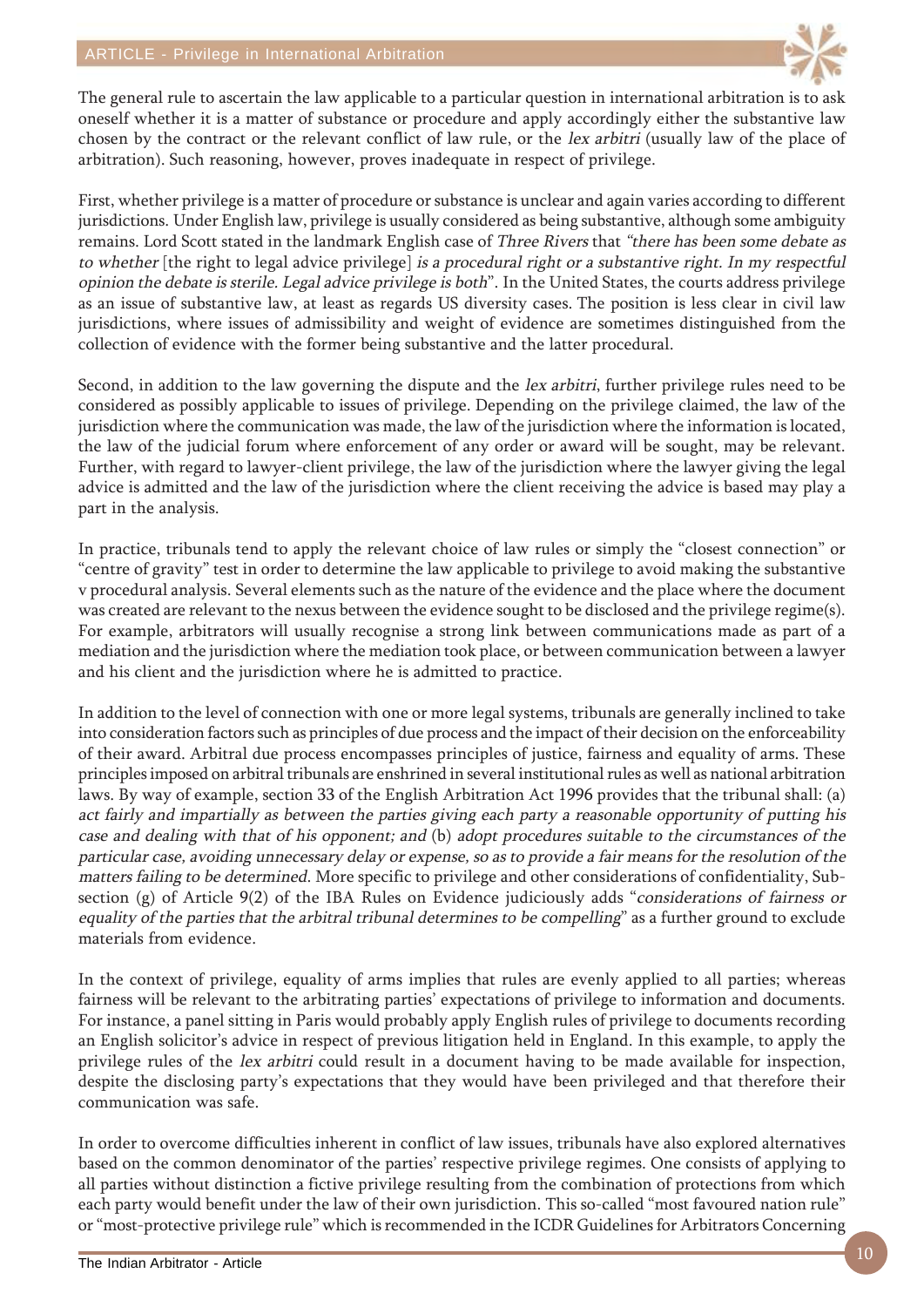The general rule to ascertain the law applicable to a particular question in international arbitration is to ask oneself whether it is a matter of substance or procedure and apply accordingly either the substantive law chosen by the contract or the relevant conflict of law rule, or the *lex arbitri* (usually law of the place of arbitration). Such reasoning, however, proves inadequate in respect of privilege.

First, whether privilege is a matter of procedure or substance is unclear and again varies according to different jurisdictions. Under English law, privilege is usually considered as being substantive, although some ambiguity remains. Lord Scott stated in the landmark English case of *Three Rivers* that *"there has been some debate as to whether* [the right to legal advice privilege] *is a procedural right or a substantive right. In my respectful opinion the debate is sterile. Legal advice privilege is both*". In the United States, the courts address privilege as an issue of substantive law, at least as regards US diversity cases. The position is less clear in civil law jurisdictions, where issues of admissibility and weight of evidence are sometimes distinguished from the collection of evidence with the former being substantive and the latter procedural.

Second, in addition to the law governing the dispute and the *lex arbitri*, further privilege rules need to be considered as possibly applicable to issues of privilege. Depending on the privilege claimed, the law of the jurisdiction where the communication was made, the law of the jurisdiction where the information is located, the law of the judicial forum where enforcement of any order or award will be sought, may be relevant. Further, with regard to lawyer-client privilege, the law of the jurisdiction where the lawyer giving the legal advice is admitted and the law of the jurisdiction where the client receiving the advice is based may play a part in the analysis.

In practice, tribunals tend to apply the relevant choice of law rules or simply the "closest connection" or "centre of gravity" test in order to determine the law applicable to privilege to avoid making the substantive v procedural analysis. Several elements such as the nature of the evidence and the place where the document was created are relevant to the nexus between the evidence sought to be disclosed and the privilege regime(s). For example, arbitrators will usually recognise a strong link between communications made as part of a mediation and the jurisdiction where the mediation took place, or between communication between a lawyer and his client and the jurisdiction where he is admitted to practice.

In addition to the level of connection with one or more legal systems, tribunals are generally inclined to take into consideration factors such as principles of due process and the impact of their decision on the enforceability of their award. Arbitral due process encompasses principles of justice, fairness and equality of arms. These principles imposed on arbitral tribunals are enshrined in several institutional rules as well as national arbitration laws. By way of example, section 33 of the English Arbitration Act 1996 provides that the tribunal shall: (a) *act fairly and impartially as between the parties giving each party a reasonable opportunity of putting his case and dealing with that of his opponent; and* (b) *adopt procedures suitable to the circumstances of the particular case, avoiding unnecessary delay or expense, so as to provide a fair means for the resolution of the matters failing to be determined.* More specific to privilege and other considerations of confidentiality, Sub-section (g) of Article 9(2) of the IBA Rules on Evidence judiciously adds "*considerations of fairness or equality of the parties that the arbitral tribunal determines to be compelling*" as a further ground to exclude materials from evidence.

In the context of privilege, equality of arms implies that rules are evenly applied to all parties; whereas fairness will be relevant to the arbitrating parties' expectations of privilege to information and documents. For instance, a panel sitting in Paris would probably apply English rules of privilege to documents recording an English solicitor's advice in respect of previous litigation held in England. In this example, to apply the privilege rules of the *lex arbitri* could result in a document having to be made available for inspection, despite the disclosing party's expectations that they would have been privileged and that therefore their communication was safe.

In order to overcome difficulties inherent in conflict of law issues, tribunals have also explored alternatives based on the common denominator of the parties' respective privilege regimes. One consists of applying to all parties without distinction a fictive privilege resulting from the combination of protections from which each party would benefit under the law of their own jurisdiction. This so-called "most favoured nation rule" or "most-protective privilege rule" which is recommended in the ICDR Guidelines for Arbitrators Concerning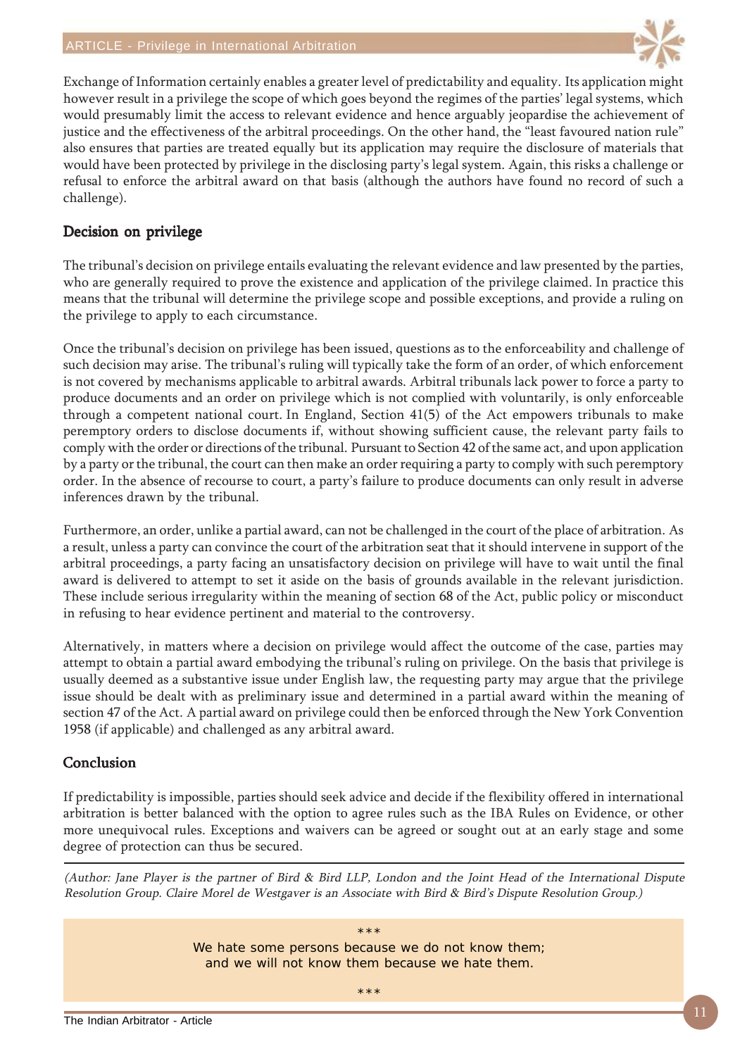Exchange of Information certainly enables a greater level of predictability and equality. Its application might however result in a privilege the scope of which goes beyond the regimes of the parties' legal systems, which would presumably limit the access to relevant evidence and hence arguably jeopardise the achievement of justice and the effectiveness of the arbitral proceedings. On the other hand, the "least favoured nation rule" also ensures that parties are treated equally but its application may require the disclosure of materials that would have been protected by privilege in the disclosing party's legal system. Again, this risks a challenge or refusal to enforce the arbitral award on that basis (although the authors have found no record of such a challenge).

## Decision on privilege

The tribunal's decision on privilege entails evaluating the relevant evidence and law presented by the parties, who are generally required to prove the existence and application of the privilege claimed. In practice this means that the tribunal will determine the privilege scope and possible exceptions, and provide a ruling on the privilege to apply to each circumstance.

Once the tribunal's decision on privilege has been issued, questions as to the enforceability and challenge of such decision may arise. The tribunal's ruling will typically take the form of an order, of which enforcement is not covered by mechanisms applicable to arbitral awards. Arbitral tribunals lack power to force a party to produce documents and an order on privilege which is not complied with voluntarily, is only enforceable through a competent national court. In England, Section 41(5) of the Act empowers tribunals to make peremptory orders to disclose documents if, without showing sufficient cause, the relevant party fails to comply with the order or directions of the tribunal. Pursuant to Section 42 of the same act, and upon application by a party or the tribunal, the court can then make an order requiring a party to comply with such peremptory order. In the absence of recourse to court, a party's failure to produce documents can only result in adverse inferences drawn by the tribunal.

Furthermore, an order, unlike a partial award, can not be challenged in the court of the place of arbitration. As a result, unless a party can convince the court of the arbitration seat that it should intervene in support of the arbitral proceedings, a party facing an unsatisfactory decision on privilege will have to wait until the final award is delivered to attempt to set it aside on the basis of grounds available in the relevant jurisdiction. These include serious irregularity within the meaning of section 68 of the Act, public policy or misconduct in refusing to hear evidence pertinent and material to the controversy.

Alternatively, in matters where a decision on privilege would affect the outcome of the case, parties may attempt to obtain a partial award embodying the tribunal's ruling on privilege. On the basis that privilege is usually deemed as a substantive issue under English law, the requesting party may argue that the privilege issue should be dealt with as preliminary issue and determined in a partial award within the meaning of section 47 of the Act. A partial award on privilege could then be enforced through the New York Convention 1958 (if applicable) and challenged as any arbitral award.

## Conclusion

If predictability is impossible, parties should seek advice and decide if the flexibility offered in international arbitration is better balanced with the option to agree rules such as the IBA Rules on Evidence, or other more unequivocal rules. Exceptions and waivers can be agreed or sought out at an early stage and some degree of protection can thus be secured.

*(Author: Jane Player is the partner of Bird & Bird LLP, London and the Joint Head of the International Dispute Resolution Group. Claire Morel de Westgaver is an Associate with Bird & Bird's Dispute Resolution Group.)*

***

We hate some persons because we do not know them;
and we will not know them because we hate them.

***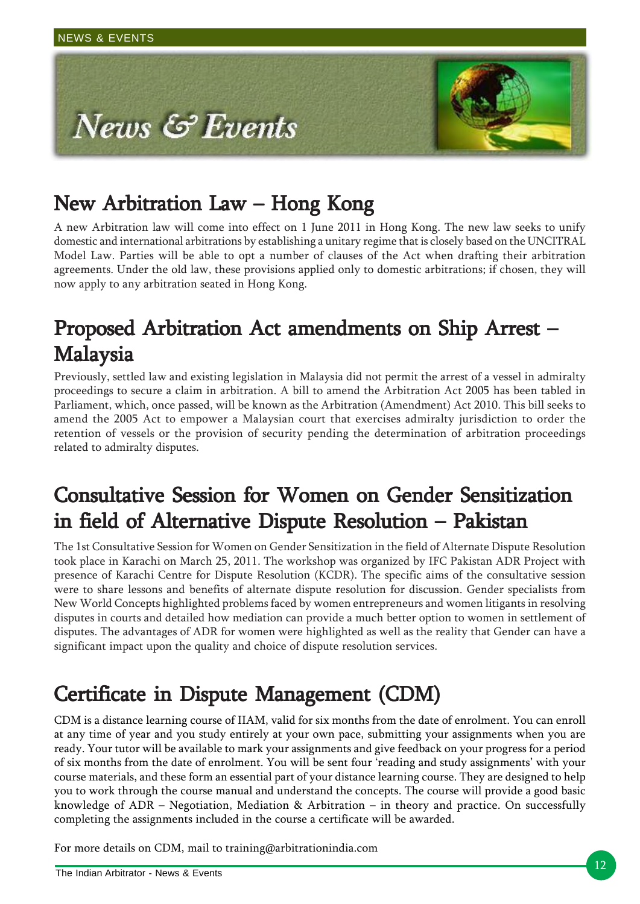# News & Events

## New Arbitration Law – Hong Kong

A new Arbitration law will come into effect on 1 June 2011 in Hong Kong. The new law seeks to unify domestic and international arbitrations by establishing a unitary regime that is closely based on the UNCITRAL Model Law. Parties will be able to opt a number of clauses of the Act when drafting their arbitration agreements. Under the old law, these provisions applied only to domestic arbitrations; if chosen, they will now apply to any arbitration seated in Hong Kong.

## Proposed Arbitration Act amendments on Ship Arrest – Malaysia

Previously, settled law and existing legislation in Malaysia did not permit the arrest of a vessel in admiralty proceedings to secure a claim in arbitration. A bill to amend the Arbitration Act 2005 has been tabled in Parliament, which, once passed, will be known as the Arbitration (Amendment) Act 2010. This bill seeks to amend the 2005 Act to empower a Malaysian court that exercises admiralty jurisdiction to order the retention of vessels or the provision of security pending the determination of arbitration proceedings related to admiralty disputes.

## Consultative Session for Women on Gender Sensitization in field of Alternative Dispute Resolution – Pakistan

The 1st Consultative Session for Women on Gender Sensitization in the field of Alternate Dispute Resolution took place in Karachi on March 25, 2011. The workshop was organized by IFC Pakistan ADR Project with presence of Karachi Centre for Dispute Resolution (KCDR). The specific aims of the consultative session were to share lessons and benefits of alternate dispute resolution for discussion. Gender specialists from New World Concepts highlighted problems faced by women entrepreneurs and women litigants in resolving disputes in courts and detailed how mediation can provide a much better option to women in settlement of disputes. The advantages of ADR for women were highlighted as well as the reality that Gender can have a significant impact upon the quality and choice of dispute resolution services.

## Certificate in Dispute Management (CDM)

CDM is a distance learning course of IIAM, valid for six months from the date of enrolment. You can enroll at any time of year and you study entirely at your own pace, submitting your assignments when you are ready. Your tutor will be available to mark your assignments and give feedback on your progress for a period of six months from the date of enrolment. You will be sent four 'reading and study assignments' with your course materials, and these form an essential part of your distance learning course. They are designed to help you to work through the course manual and understand the concepts. The course will provide a good basic knowledge of ADR – Negotiation, Mediation & Arbitration – in theory and practice. On successfully completing the assignments included in the course a certificate will be awarded.

For more details on CDM, mail to training@arbitrationindia.com